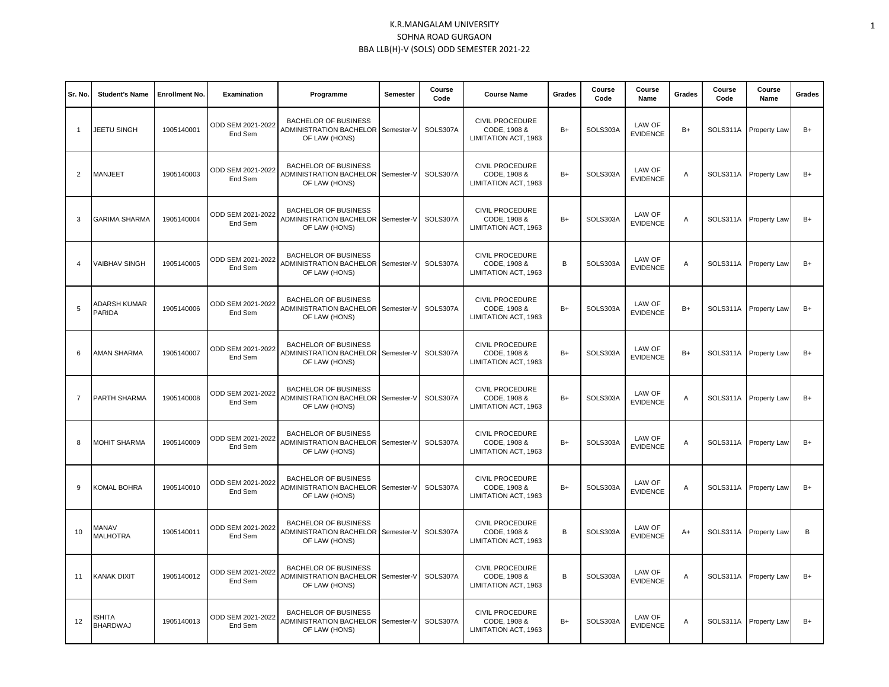# K.R.MANGALAM UNIVERSITY

## SOHNA ROAD GURGAON

### BBA LLB(H)-V (SOLS) ODD SEMESTER 2021-22

| Sr. No. | Student's Name | Enrollment No. | Examination | Programme | Semester | Course Code | Course Name | Grades | Course Code | Course Name | Grades | Course Code | Course Name | Grades |
|---|---|---|---|---|---|---|---|---|---|---|---|---|---|---|
| 1 | JEETU SINGH | 1905140001 | ODD SEM 2021-2022 End Sem | BACHELOR OF BUSINESS ADMINISTRATION BACHELOR OF LAW (HONS) | Semester-V | SOLS307A | CIVIL PROCEDURE CODE, 1908 & LIMITATION ACT, 1963 | B+ | SOLS303A | LAW OF EVIDENCE | B+ | SOLS311A | Property Law | B+ |
| 2 | MANJEET | 1905140003 | ODD SEM 2021-2022 End Sem | BACHELOR OF BUSINESS ADMINISTRATION BACHELOR OF LAW (HONS) | Semester-V | SOLS307A | CIVIL PROCEDURE CODE, 1908 & LIMITATION ACT, 1963 | B+ | SOLS303A | LAW OF EVIDENCE | A | SOLS311A | Property Law | B+ |
| 3 | GARIMA SHARMA | 1905140004 | ODD SEM 2021-2022 End Sem | BACHELOR OF BUSINESS ADMINISTRATION BACHELOR OF LAW (HONS) | Semester-V | SOLS307A | CIVIL PROCEDURE CODE, 1908 & LIMITATION ACT, 1963 | B+ | SOLS303A | LAW OF EVIDENCE | A | SOLS311A | Property Law | B+ |
| 4 | VAIBHAV SINGH | 1905140005 | ODD SEM 2021-2022 End Sem | BACHELOR OF BUSINESS ADMINISTRATION BACHELOR OF LAW (HONS) | Semester-V | SOLS307A | CIVIL PROCEDURE CODE, 1908 & LIMITATION ACT, 1963 | B | SOLS303A | LAW OF EVIDENCE | A | SOLS311A | Property Law | B+ |
| 5 | ADARSH KUMAR PARIDA | 1905140006 | ODD SEM 2021-2022 End Sem | BACHELOR OF BUSINESS ADMINISTRATION BACHELOR OF LAW (HONS) | Semester-V | SOLS307A | CIVIL PROCEDURE CODE, 1908 & LIMITATION ACT, 1963 | B+ | SOLS303A | LAW OF EVIDENCE | B+ | SOLS311A | Property Law | B+ |
| 6 | AMAN SHARMA | 1905140007 | ODD SEM 2021-2022 End Sem | BACHELOR OF BUSINESS ADMINISTRATION BACHELOR OF LAW (HONS) | Semester-V | SOLS307A | CIVIL PROCEDURE CODE, 1908 & LIMITATION ACT, 1963 | B+ | SOLS303A | LAW OF EVIDENCE | B+ | SOLS311A | Property Law | B+ |
| 7 | PARTH SHARMA | 1905140008 | ODD SEM 2021-2022 End Sem | BACHELOR OF BUSINESS ADMINISTRATION BACHELOR OF LAW (HONS) | Semester-V | SOLS307A | CIVIL PROCEDURE CODE, 1908 & LIMITATION ACT, 1963 | B+ | SOLS303A | LAW OF EVIDENCE | A | SOLS311A | Property Law | B+ |
| 8 | MOHIT SHARMA | 1905140009 | ODD SEM 2021-2022 End Sem | BACHELOR OF BUSINESS ADMINISTRATION BACHELOR OF LAW (HONS) | Semester-V | SOLS307A | CIVIL PROCEDURE CODE, 1908 & LIMITATION ACT, 1963 | B+ | SOLS303A | LAW OF EVIDENCE | A | SOLS311A | Property Law | B+ |
| 9 | KOMAL BOHRA | 1905140010 | ODD SEM 2021-2022 End Sem | BACHELOR OF BUSINESS ADMINISTRATION BACHELOR OF LAW (HONS) | Semester-V | SOLS307A | CIVIL PROCEDURE CODE, 1908 & LIMITATION ACT, 1963 | B+ | SOLS303A | LAW OF EVIDENCE | A | SOLS311A | Property Law | B+ |
| 10 | MANAV MALHOTRA | 1905140011 | ODD SEM 2021-2022 End Sem | BACHELOR OF BUSINESS ADMINISTRATION BACHELOR OF LAW (HONS) | Semester-V | SOLS307A | CIVIL PROCEDURE CODE, 1908 & LIMITATION ACT, 1963 | B | SOLS303A | LAW OF EVIDENCE | A+ | SOLS311A | Property Law | B |
| 11 | KANAK DIXIT | 1905140012 | ODD SEM 2021-2022 End Sem | BACHELOR OF BUSINESS ADMINISTRATION BACHELOR OF LAW (HONS) | Semester-V | SOLS307A | CIVIL PROCEDURE CODE, 1908 & LIMITATION ACT, 1963 | B | SOLS303A | LAW OF EVIDENCE | A | SOLS311A | Property Law | B+ |
| 12 | ISHITA BHARDWAJ | 1905140013 | ODD SEM 2021-2022 End Sem | BACHELOR OF BUSINESS ADMINISTRATION BACHELOR OF LAW (HONS) | Semester-V | SOLS307A | CIVIL PROCEDURE CODE, 1908 & LIMITATION ACT, 1963 | B+ | SOLS303A | LAW OF EVIDENCE | A | SOLS311A | Property Law | B+ |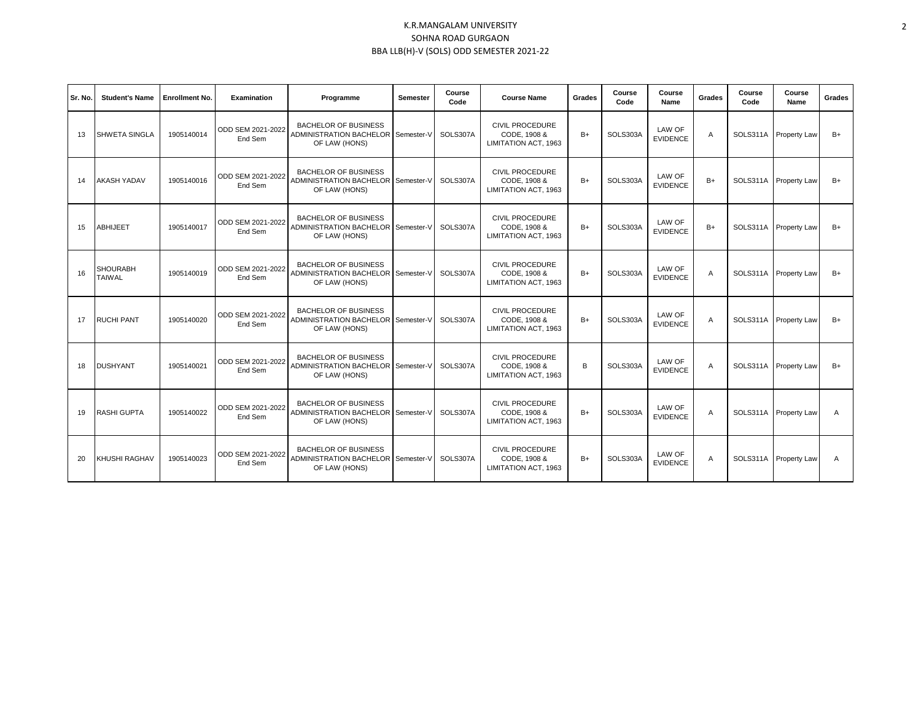K.R.MANGALAM UNIVERSITY

SOHNA ROAD GURGAON

BBA LLB(H)-V (SOLS) ODD SEMESTER 2021-22

| Sr. No. | Student's Name | Enrollment No. | Examination | Programme | Semester | Course Code | Course Name | Grades | Course Code | Course Name | Grades | Course Code | Course Name | Grades |
|---|---|---|---|---|---|---|---|---|---|---|---|---|---|---|
| 13 | SHWETA SINGLA | 1905140014 | ODD SEM 2021-2022 End Sem | BACHELOR OF BUSINESS ADMINISTRATION BACHELOR OF LAW (HONS) | Semester-V | SOLS307A | CIVIL PROCEDURE CODE, 1908 & LIMITATION ACT, 1963 | B+ | SOLS303A | LAW OF EVIDENCE | A | SOLS311A | Property Law | B+ |
| 14 | AKASH YADAV | 1905140016 | ODD SEM 2021-2022 End Sem | BACHELOR OF BUSINESS ADMINISTRATION BACHELOR OF LAW (HONS) | Semester-V | SOLS307A | CIVIL PROCEDURE CODE, 1908 & LIMITATION ACT, 1963 | B+ | SOLS303A | LAW OF EVIDENCE | B+ | SOLS311A | Property Law | B+ |
| 15 | ABHIJEET | 1905140017 | ODD SEM 2021-2022 End Sem | BACHELOR OF BUSINESS ADMINISTRATION BACHELOR OF LAW (HONS) | Semester-V | SOLS307A | CIVIL PROCEDURE CODE, 1908 & LIMITATION ACT, 1963 | B+ | SOLS303A | LAW OF EVIDENCE | B+ | SOLS311A | Property Law | B+ |
| 16 | SHOURABH TAIWAL | 1905140019 | ODD SEM 2021-2022 End Sem | BACHELOR OF BUSINESS ADMINISTRATION BACHELOR OF LAW (HONS) | Semester-V | SOLS307A | CIVIL PROCEDURE CODE, 1908 & LIMITATION ACT, 1963 | B+ | SOLS303A | LAW OF EVIDENCE | A | SOLS311A | Property Law | B+ |
| 17 | RUCHI PANT | 1905140020 | ODD SEM 2021-2022 End Sem | BACHELOR OF BUSINESS ADMINISTRATION BACHELOR OF LAW (HONS) | Semester-V | SOLS307A | CIVIL PROCEDURE CODE, 1908 & LIMITATION ACT, 1963 | B+ | SOLS303A | LAW OF EVIDENCE | A | SOLS311A | Property Law | B+ |
| 18 | DUSHYANT | 1905140021 | ODD SEM 2021-2022 End Sem | BACHELOR OF BUSINESS ADMINISTRATION BACHELOR OF LAW (HONS) | Semester-V | SOLS307A | CIVIL PROCEDURE CODE, 1908 & LIMITATION ACT, 1963 | B | SOLS303A | LAW OF EVIDENCE | A | SOLS311A | Property Law | B+ |
| 19 | RASHI GUPTA | 1905140022 | ODD SEM 2021-2022 End Sem | BACHELOR OF BUSINESS ADMINISTRATION BACHELOR OF LAW (HONS) | Semester-V | SOLS307A | CIVIL PROCEDURE CODE, 1908 & LIMITATION ACT, 1963 | B+ | SOLS303A | LAW OF EVIDENCE | A | SOLS311A | Property Law | A |
| 20 | KHUSHI RAGHAV | 1905140023 | ODD SEM 2021-2022 End Sem | BACHELOR OF BUSINESS ADMINISTRATION BACHELOR OF LAW (HONS) | Semester-V | SOLS307A | CIVIL PROCEDURE CODE, 1908 & LIMITATION ACT, 1963 | B+ | SOLS303A | LAW OF EVIDENCE | A | SOLS311A | Property Law | A |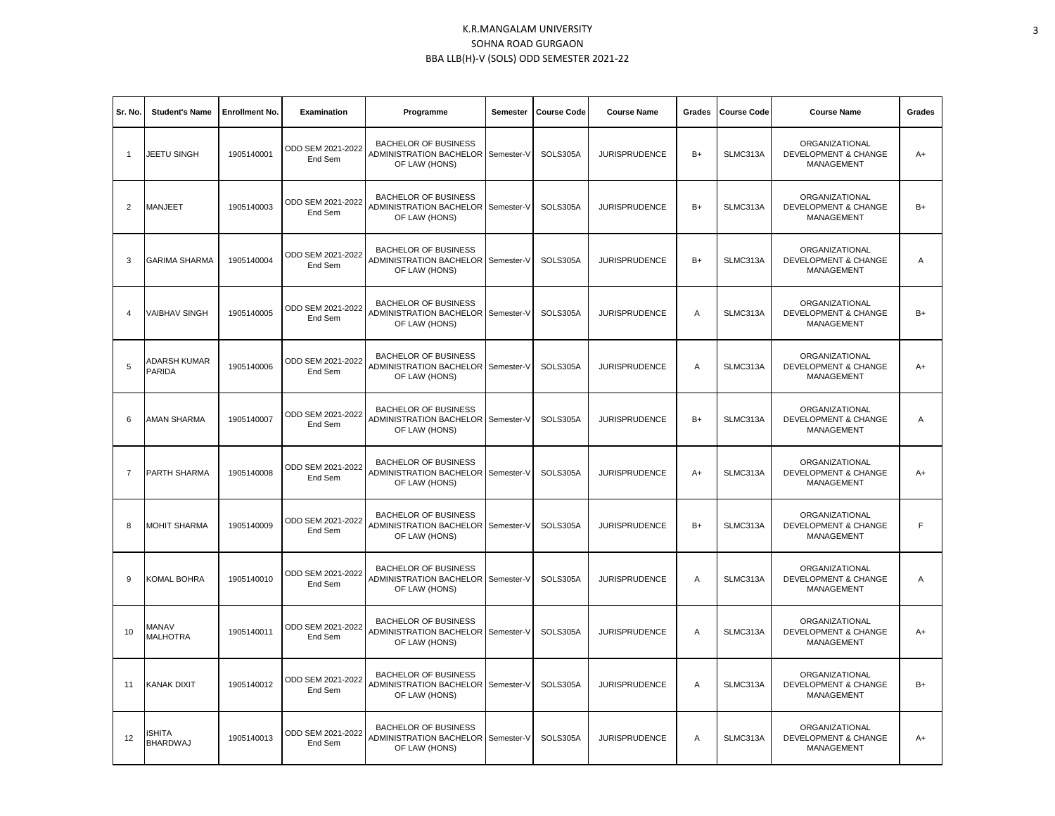K.R.MANGALAM UNIVERSITY
SOHNA ROAD GURGAON
BBA LLB(H)-V (SOLS) ODD SEMESTER 2021-22

| Sr. No. | Student's Name | Enrollment No. | Examination | Programme | Semester | Course Code | Course Name | Grades | Course Code | Course Name | Grades |
|---|---|---|---|---|---|---|---|---|---|---|---|
| 1 | JEETU SINGH | 1905140001 | ODD SEM 2021-2022 End Sem | BACHELOR OF BUSINESS ADMINISTRATION BACHELOR OF LAW (HONS) | Semester-V | SOLS305A | JURISPRUDENCE | B+ | SLMC313A | ORGANIZATIONAL DEVELOPMENT & CHANGE MANAGEMENT | A+ |
| 2 | MANJEET | 1905140003 | ODD SEM 2021-2022 End Sem | BACHELOR OF BUSINESS ADMINISTRATION BACHELOR OF LAW (HONS) | Semester-V | SOLS305A | JURISPRUDENCE | B+ | SLMC313A | ORGANIZATIONAL DEVELOPMENT & CHANGE MANAGEMENT | B+ |
| 3 | GARIMA SHARMA | 1905140004 | ODD SEM 2021-2022 End Sem | BACHELOR OF BUSINESS ADMINISTRATION BACHELOR OF LAW (HONS) | Semester-V | SOLS305A | JURISPRUDENCE | B+ | SLMC313A | ORGANIZATIONAL DEVELOPMENT & CHANGE MANAGEMENT | A |
| 4 | VAIBHAV SINGH | 1905140005 | ODD SEM 2021-2022 End Sem | BACHELOR OF BUSINESS ADMINISTRATION BACHELOR OF LAW (HONS) | Semester-V | SOLS305A | JURISPRUDENCE | A | SLMC313A | ORGANIZATIONAL DEVELOPMENT & CHANGE MANAGEMENT | B+ |
| 5 | ADARSH KUMAR PARIDA | 1905140006 | ODD SEM 2021-2022 End Sem | BACHELOR OF BUSINESS ADMINISTRATION BACHELOR OF LAW (HONS) | Semester-V | SOLS305A | JURISPRUDENCE | A | SLMC313A | ORGANIZATIONAL DEVELOPMENT & CHANGE MANAGEMENT | A+ |
| 6 | AMAN SHARMA | 1905140007 | ODD SEM 2021-2022 End Sem | BACHELOR OF BUSINESS ADMINISTRATION BACHELOR OF LAW (HONS) | Semester-V | SOLS305A | JURISPRUDENCE | B+ | SLMC313A | ORGANIZATIONAL DEVELOPMENT & CHANGE MANAGEMENT | A |
| 7 | PARTH SHARMA | 1905140008 | ODD SEM 2021-2022 End Sem | BACHELOR OF BUSINESS ADMINISTRATION BACHELOR OF LAW (HONS) | Semester-V | SOLS305A | JURISPRUDENCE | A+ | SLMC313A | ORGANIZATIONAL DEVELOPMENT & CHANGE MANAGEMENT | A+ |
| 8 | MOHIT SHARMA | 1905140009 | ODD SEM 2021-2022 End Sem | BACHELOR OF BUSINESS ADMINISTRATION BACHELOR OF LAW (HONS) | Semester-V | SOLS305A | JURISPRUDENCE | B+ | SLMC313A | ORGANIZATIONAL DEVELOPMENT & CHANGE MANAGEMENT | F |
| 9 | KOMAL BOHRA | 1905140010 | ODD SEM 2021-2022 End Sem | BACHELOR OF BUSINESS ADMINISTRATION BACHELOR OF LAW (HONS) | Semester-V | SOLS305A | JURISPRUDENCE | A | SLMC313A | ORGANIZATIONAL DEVELOPMENT & CHANGE MANAGEMENT | A |
| 10 | MANAV MALHOTRA | 1905140011 | ODD SEM 2021-2022 End Sem | BACHELOR OF BUSINESS ADMINISTRATION BACHELOR OF LAW (HONS) | Semester-V | SOLS305A | JURISPRUDENCE | A | SLMC313A | ORGANIZATIONAL DEVELOPMENT & CHANGE MANAGEMENT | A+ |
| 11 | KANAK DIXIT | 1905140012 | ODD SEM 2021-2022 End Sem | BACHELOR OF BUSINESS ADMINISTRATION BACHELOR OF LAW (HONS) | Semester-V | SOLS305A | JURISPRUDENCE | A | SLMC313A | ORGANIZATIONAL DEVELOPMENT & CHANGE MANAGEMENT | B+ |
| 12 | ISHITA BHARDWAJ | 1905140013 | ODD SEM 2021-2022 End Sem | BACHELOR OF BUSINESS ADMINISTRATION BACHELOR OF LAW (HONS) | Semester-V | SOLS305A | JURISPRUDENCE | A | SLMC313A | ORGANIZATIONAL DEVELOPMENT & CHANGE MANAGEMENT | A+ |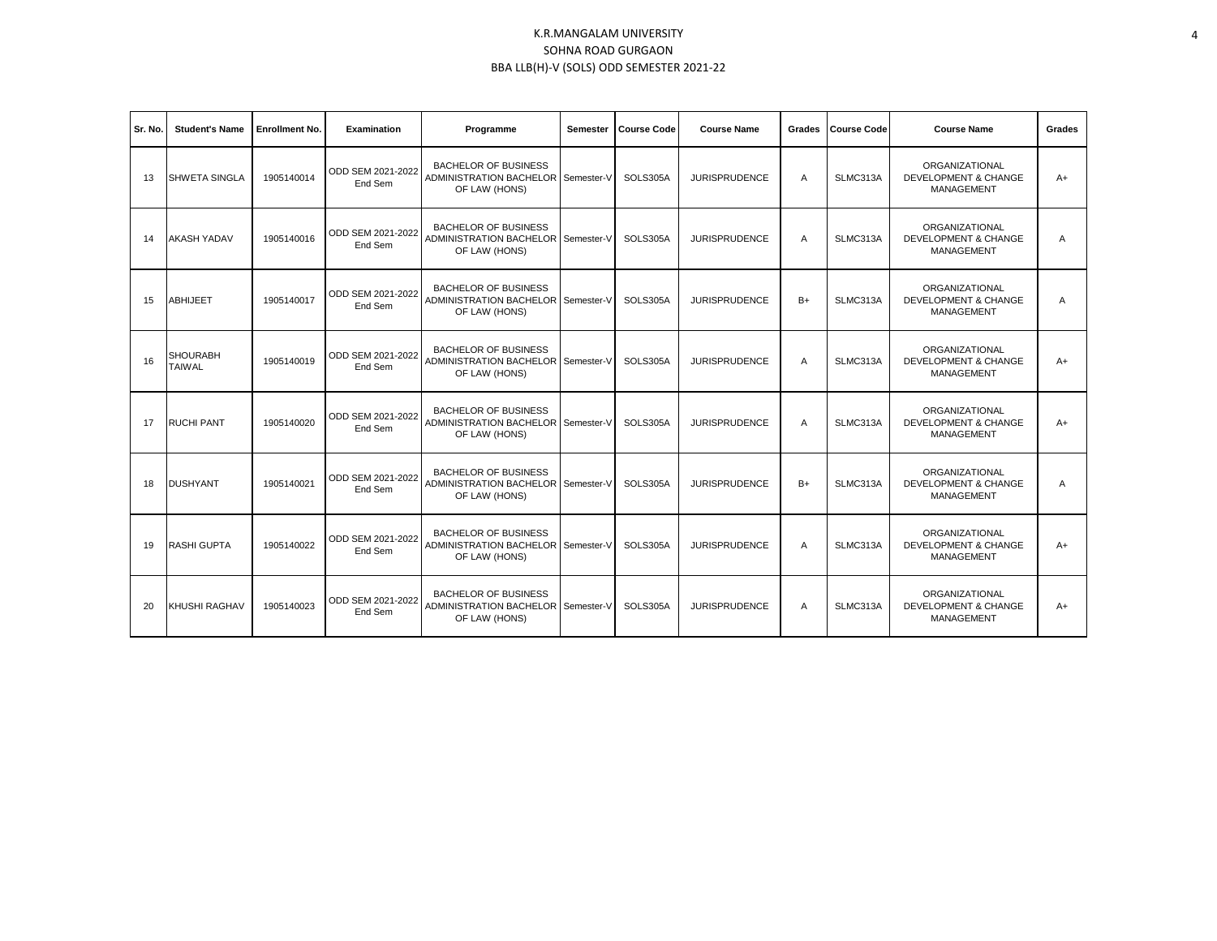K.R.MANGALAM UNIVERSITY
SOHNA ROAD GURGAON
BBA LLB(H)-V (SOLS) ODD SEMESTER 2021-22

| Sr. No. | Student's Name | Enrollment No. | Examination | Programme | Semester | Course Code | Course Name | Grades | Course Code | Course Name | Grades |
|---|---|---|---|---|---|---|---|---|---|---|---|
| 13 | SHWETA SINGLA | 1905140014 | ODD SEM 2021-2022 End Sem | BACHELOR OF BUSINESS ADMINISTRATION BACHELOR OF LAW (HONS) | Semester-V | SOLS305A | JURISPRUDENCE | A | SLMC313A | ORGANIZATIONAL DEVELOPMENT & CHANGE MANAGEMENT | A+ |
| 14 | AKASH YADAV | 1905140016 | ODD SEM 2021-2022 End Sem | BACHELOR OF BUSINESS ADMINISTRATION BACHELOR OF LAW (HONS) | Semester-V | SOLS305A | JURISPRUDENCE | A | SLMC313A | ORGANIZATIONAL DEVELOPMENT & CHANGE MANAGEMENT | A |
| 15 | ABHIJEET | 1905140017 | ODD SEM 2021-2022 End Sem | BACHELOR OF BUSINESS ADMINISTRATION BACHELOR OF LAW (HONS) | Semester-V | SOLS305A | JURISPRUDENCE | B+ | SLMC313A | ORGANIZATIONAL DEVELOPMENT & CHANGE MANAGEMENT | A |
| 16 | SHOURABH TAIWAL | 1905140019 | ODD SEM 2021-2022 End Sem | BACHELOR OF BUSINESS ADMINISTRATION BACHELOR OF LAW (HONS) | Semester-V | SOLS305A | JURISPRUDENCE | A | SLMC313A | ORGANIZATIONAL DEVELOPMENT & CHANGE MANAGEMENT | A+ |
| 17 | RUCHI PANT | 1905140020 | ODD SEM 2021-2022 End Sem | BACHELOR OF BUSINESS ADMINISTRATION BACHELOR OF LAW (HONS) | Semester-V | SOLS305A | JURISPRUDENCE | A | SLMC313A | ORGANIZATIONAL DEVELOPMENT & CHANGE MANAGEMENT | A+ |
| 18 | DUSHYANT | 1905140021 | ODD SEM 2021-2022 End Sem | BACHELOR OF BUSINESS ADMINISTRATION BACHELOR OF LAW (HONS) | Semester-V | SOLS305A | JURISPRUDENCE | B+ | SLMC313A | ORGANIZATIONAL DEVELOPMENT & CHANGE MANAGEMENT | A |
| 19 | RASHI GUPTA | 1905140022 | ODD SEM 2021-2022 End Sem | BACHELOR OF BUSINESS ADMINISTRATION BACHELOR OF LAW (HONS) | Semester-V | SOLS305A | JURISPRUDENCE | A | SLMC313A | ORGANIZATIONAL DEVELOPMENT & CHANGE MANAGEMENT | A+ |
| 20 | KHUSHI RAGHAV | 1905140023 | ODD SEM 2021-2022 End Sem | BACHELOR OF BUSINESS ADMINISTRATION BACHELOR OF LAW (HONS) | Semester-V | SOLS305A | JURISPRUDENCE | A | SLMC313A | ORGANIZATIONAL DEVELOPMENT & CHANGE MANAGEMENT | A+ |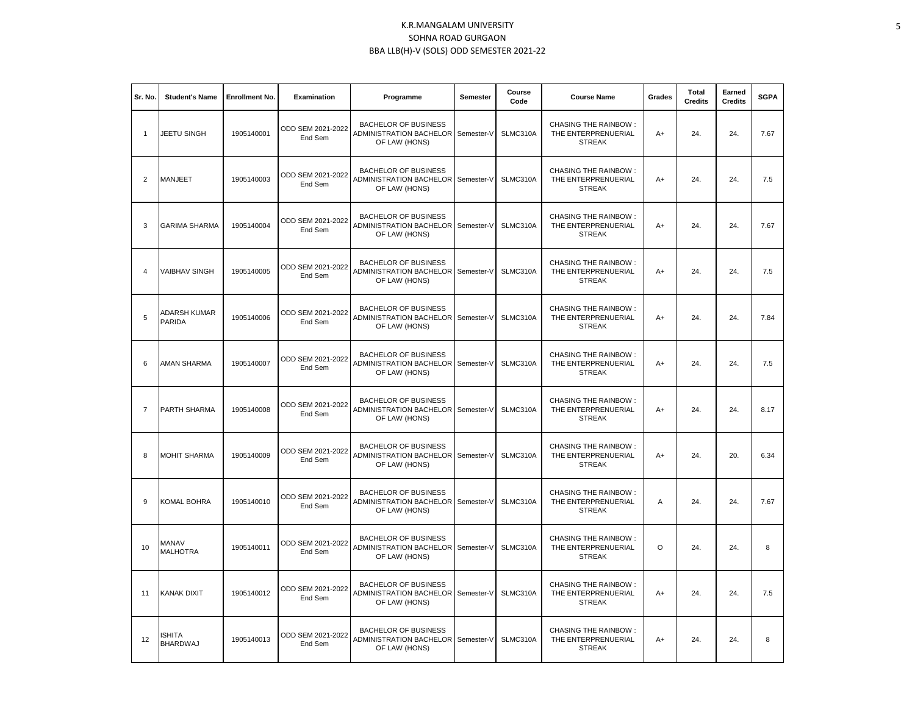K.R.MANGALAM UNIVERSITY
SOHNA ROAD GURGAON
BBA LLB(H)-V (SOLS) ODD SEMESTER 2021-22

| Sr. No. | Student's Name | Enrollment No. | Examination | Programme | Semester | Course Code | Course Name | Grades | Total Credits | Earned Credits | SGPA |
|---|---|---|---|---|---|---|---|---|---|---|---|
| 1 | JEETU SINGH | 1905140001 | ODD SEM 2021-2022 End Sem | BACHELOR OF BUSINESS ADMINISTRATION BACHELOR OF LAW (HONS) | Semester-V | SLMC310A | CHASING THE RAINBOW : THE ENTERPRENUERIAL STREAK | A+ | 24. | 24. | 7.67 |
| 2 | MANJEET | 1905140003 | ODD SEM 2021-2022 End Sem | BACHELOR OF BUSINESS ADMINISTRATION BACHELOR OF LAW (HONS) | Semester-V | SLMC310A | CHASING THE RAINBOW : THE ENTERPRENUERIAL STREAK | A+ | 24. | 24. | 7.5 |
| 3 | GARIMA SHARMA | 1905140004 | ODD SEM 2021-2022 End Sem | BACHELOR OF BUSINESS ADMINISTRATION BACHELOR OF LAW (HONS) | Semester-V | SLMC310A | CHASING THE RAINBOW : THE ENTERPRENUERIAL STREAK | A+ | 24. | 24. | 7.67 |
| 4 | VAIBHAV SINGH | 1905140005 | ODD SEM 2021-2022 End Sem | BACHELOR OF BUSINESS ADMINISTRATION BACHELOR OF LAW (HONS) | Semester-V | SLMC310A | CHASING THE RAINBOW : THE ENTERPRENUERIAL STREAK | A+ | 24. | 24. | 7.5 |
| 5 | ADARSH KUMAR PARIDA | 1905140006 | ODD SEM 2021-2022 End Sem | BACHELOR OF BUSINESS ADMINISTRATION BACHELOR OF LAW (HONS) | Semester-V | SLMC310A | CHASING THE RAINBOW : THE ENTERPRENUERIAL STREAK | A+ | 24. | 24. | 7.84 |
| 6 | AMAN SHARMA | 1905140007 | ODD SEM 2021-2022 End Sem | BACHELOR OF BUSINESS ADMINISTRATION BACHELOR OF LAW (HONS) | Semester-V | SLMC310A | CHASING THE RAINBOW : THE ENTERPRENUERIAL STREAK | A+ | 24. | 24. | 7.5 |
| 7 | PARTH SHARMA | 1905140008 | ODD SEM 2021-2022 End Sem | BACHELOR OF BUSINESS ADMINISTRATION BACHELOR OF LAW (HONS) | Semester-V | SLMC310A | CHASING THE RAINBOW : THE ENTERPRENUERIAL STREAK | A+ | 24. | 24. | 8.17 |
| 8 | MOHIT SHARMA | 1905140009 | ODD SEM 2021-2022 End Sem | BACHELOR OF BUSINESS ADMINISTRATION BACHELOR OF LAW (HONS) | Semester-V | SLMC310A | CHASING THE RAINBOW : THE ENTERPRENUERIAL STREAK | A+ | 24. | 20. | 6.34 |
| 9 | KOMAL BOHRA | 1905140010 | ODD SEM 2021-2022 End Sem | BACHELOR OF BUSINESS ADMINISTRATION BACHELOR OF LAW (HONS) | Semester-V | SLMC310A | CHASING THE RAINBOW : THE ENTERPRENUERIAL STREAK | A | 24. | 24. | 7.67 |
| 10 | MANAV MALHOTRA | 1905140011 | ODD SEM 2021-2022 End Sem | BACHELOR OF BUSINESS ADMINISTRATION BACHELOR OF LAW (HONS) | Semester-V | SLMC310A | CHASING THE RAINBOW : THE ENTERPRENUERIAL STREAK | O | 24. | 24. | 8 |
| 11 | KANAK DIXIT | 1905140012 | ODD SEM 2021-2022 End Sem | BACHELOR OF BUSINESS ADMINISTRATION BACHELOR OF LAW (HONS) | Semester-V | SLMC310A | CHASING THE RAINBOW : THE ENTERPRENUERIAL STREAK | A+ | 24. | 24. | 7.5 |
| 12 | ISHITA BHARDWAJ | 1905140013 | ODD SEM 2021-2022 End Sem | BACHELOR OF BUSINESS ADMINISTRATION BACHELOR OF LAW (HONS) | Semester-V | SLMC310A | CHASING THE RAINBOW : THE ENTERPRENUERIAL STREAK | A+ | 24. | 24. | 8 |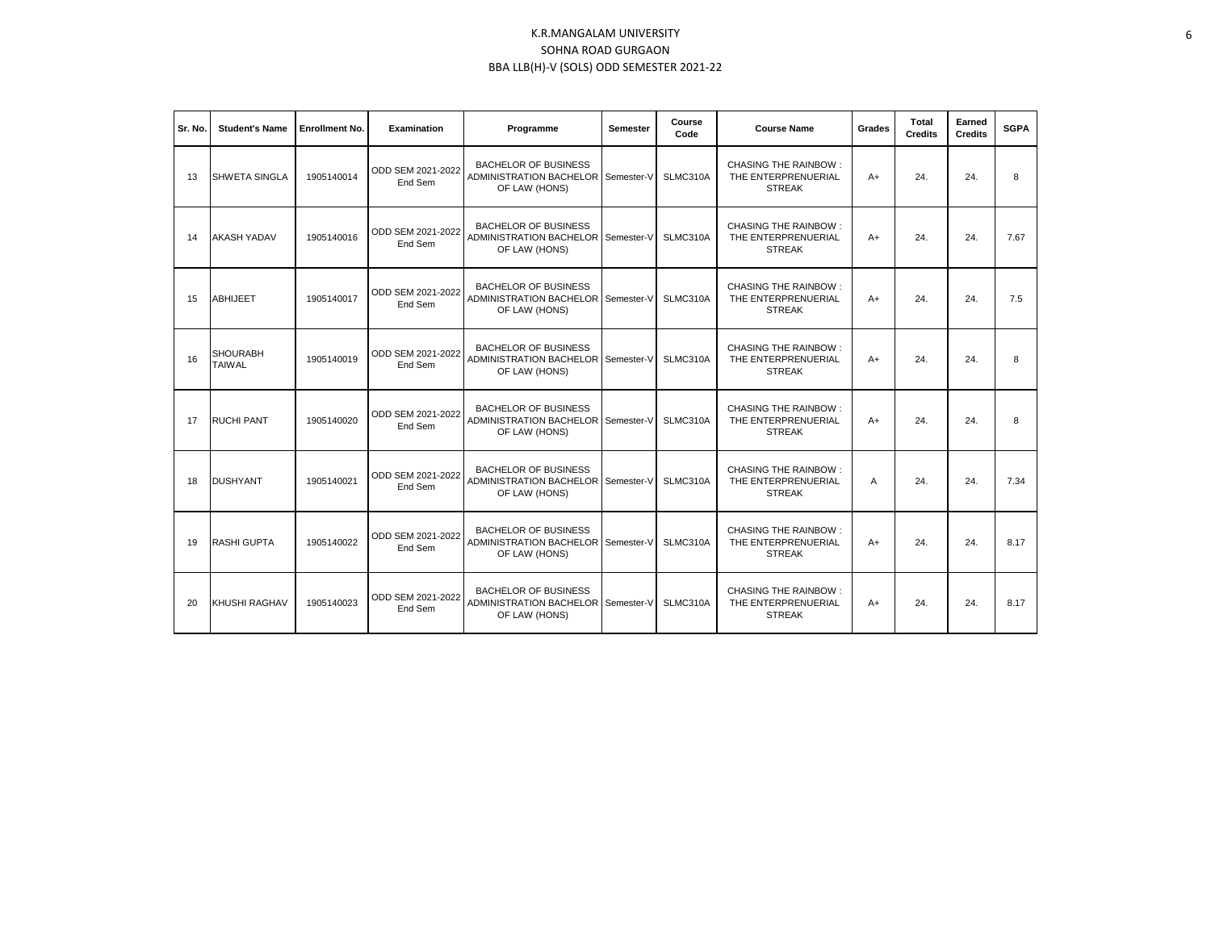K.R.MANGALAM UNIVERSITY
SOHNA ROAD GURGAON
BBA LLB(H)-V (SOLS) ODD SEMESTER 2021-22

| Sr. No. | Student's Name | Enrollment No. | Examination | Programme | Semester | Course Code | Course Name | Grades | Total Credits | Earned Credits | SGPA |
|---|---|---|---|---|---|---|---|---|---|---|---|
| 13 | SHWETA SINGLA | 1905140014 | ODD SEM 2021-2022 End Sem | BACHELOR OF BUSINESS ADMINISTRATION BACHELOR OF LAW (HONS) | Semester-V | SLMC310A | CHASING THE RAINBOW : THE ENTERPRENUERIAL STREAK | A+ | 24. | 24. | 8 |
| 14 | AKASH YADAV | 1905140016 | ODD SEM 2021-2022 End Sem | BACHELOR OF BUSINESS ADMINISTRATION BACHELOR OF LAW (HONS) | Semester-V | SLMC310A | CHASING THE RAINBOW : THE ENTERPRENUERIAL STREAK | A+ | 24. | 24. | 7.67 |
| 15 | ABHIJEET | 1905140017 | ODD SEM 2021-2022 End Sem | BACHELOR OF BUSINESS ADMINISTRATION BACHELOR OF LAW (HONS) | Semester-V | SLMC310A | CHASING THE RAINBOW : THE ENTERPRENUERIAL STREAK | A+ | 24. | 24. | 7.5 |
| 16 | SHOURABH TAIWAL | 1905140019 | ODD SEM 2021-2022 End Sem | BACHELOR OF BUSINESS ADMINISTRATION BACHELOR OF LAW (HONS) | Semester-V | SLMC310A | CHASING THE RAINBOW : THE ENTERPRENUERIAL STREAK | A+ | 24. | 24. | 8 |
| 17 | RUCHI PANT | 1905140020 | ODD SEM 2021-2022 End Sem | BACHELOR OF BUSINESS ADMINISTRATION BACHELOR OF LAW (HONS) | Semester-V | SLMC310A | CHASING THE RAINBOW : THE ENTERPRENUERIAL STREAK | A+ | 24. | 24. | 8 |
| 18 | DUSHYANT | 1905140021 | ODD SEM 2021-2022 End Sem | BACHELOR OF BUSINESS ADMINISTRATION BACHELOR OF LAW (HONS) | Semester-V | SLMC310A | CHASING THE RAINBOW : THE ENTERPRENUERIAL STREAK | A | 24. | 24. | 7.34 |
| 19 | RASHI GUPTA | 1905140022 | ODD SEM 2021-2022 End Sem | BACHELOR OF BUSINESS ADMINISTRATION BACHELOR OF LAW (HONS) | Semester-V | SLMC310A | CHASING THE RAINBOW : THE ENTERPRENUERIAL STREAK | A+ | 24. | 24. | 8.17 |
| 20 | KHUSHI RAGHAV | 1905140023 | ODD SEM 2021-2022 End Sem | BACHELOR OF BUSINESS ADMINISTRATION BACHELOR OF LAW (HONS) | Semester-V | SLMC310A | CHASING THE RAINBOW : THE ENTERPRENUERIAL STREAK | A+ | 24. | 24. | 8.17 |